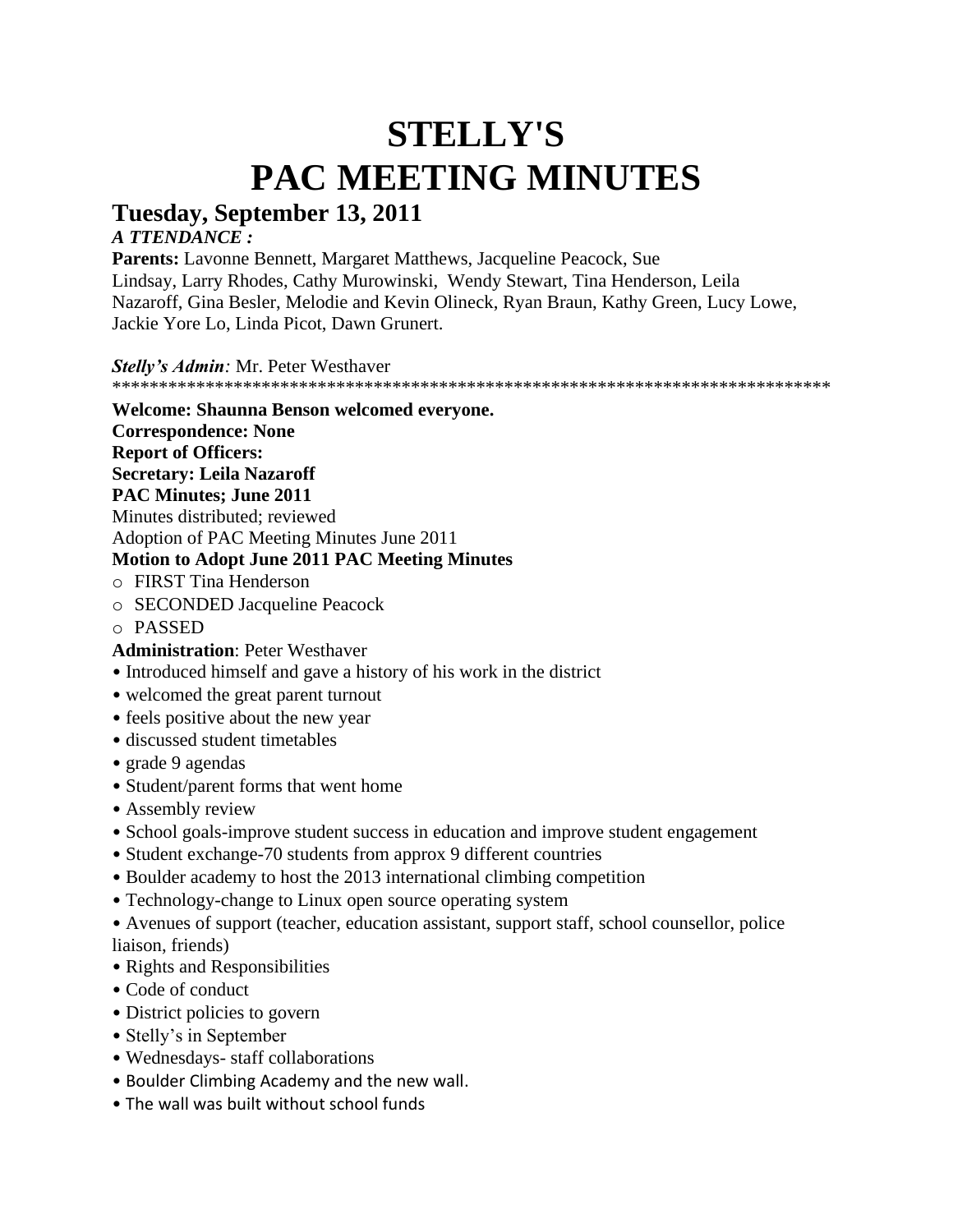# STELLY'S
# PAC MEETING MINUTES

## Tuesday, September 13, 2011

***A TTENDANCE :***

**Parents:** Lavonne Bennett, Margaret Matthews, Jacqueline Peacock, Sue Lindsay, Larry Rhodes, Cathy Murowinski, Wendy Stewart, Tina Henderson, Leila Nazaroff, Gina Besler, Melodie and Kevin Olineck, Ryan Braun, Kathy Green, Lucy Lowe, Jackie Yore Lo, Linda Picot, Dawn Grunert.

***Stelly's Admin:*** Mr. Peter Westhaver

********************************************************************************

**Welcome: Shaunna Benson welcomed everyone.**

**Correspondence: None**

**Report of Officers:**

**Secretary: Leila Nazaroff**

**PAC Minutes; June 2011**

Minutes distributed; reviewed

Adoption of PAC Meeting Minutes June 2011

**Motion to Adopt June 2011 PAC Meeting Minutes**

- FIRST Tina Henderson
- SECONDED Jacqueline Peacock
- PASSED

**Administration**: Peter Westhaver

- Introduced himself and gave a history of his work in the district
- welcomed the great parent turnout
- feels positive about the new year
- discussed student timetables
- grade 9 agendas
- Student/parent forms that went home
- Assembly review
- School goals-improve student success in education and improve student engagement
- Student exchange-70 students from approx 9 different countries
- Boulder academy to host the 2013 international climbing competition
- Technology-change to Linux open source operating system
- Avenues of support (teacher, education assistant, support staff, school counsellor, police liaison, friends)
- Rights and Responsibilities
- Code of conduct
- District policies to govern
- Stelly's in September
- Wednesdays- staff collaborations
- Boulder Climbing Academy and the new wall.
- The wall was built without school funds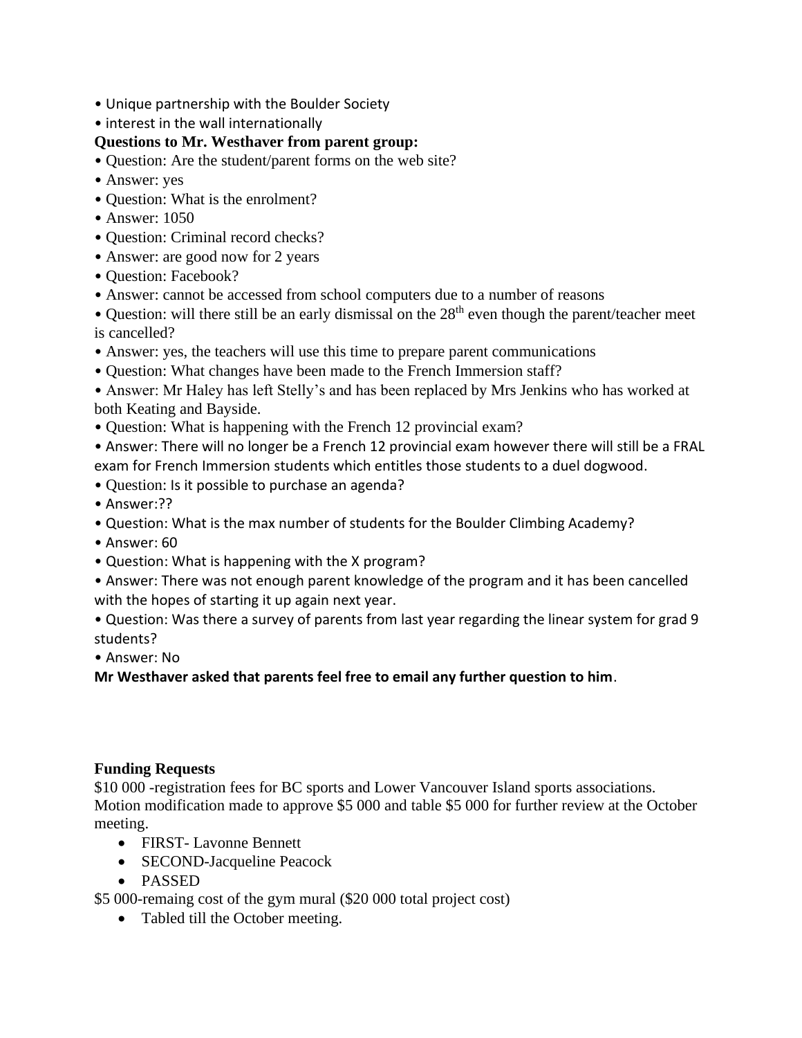- Unique partnership with the Boulder Society
- interest in the wall internationally

**Questions to Mr. Westhaver from parent group:**

- Question: Are the student/parent forms on the web site?
- Answer: yes
- Question: What is the enrolment?
- Answer: 1050
- Question: Criminal record checks?
- Answer: are good now for 2 years
- Question: Facebook?
- Answer: cannot be accessed from school computers due to a number of reasons
- Question: will there still be an early dismissal on the 28th even though the parent/teacher meet is cancelled?
- Answer: yes, the teachers will use this time to prepare parent communications
- Question: What changes have been made to the French Immersion staff?
- Answer: Mr Haley has left Stelly's and has been replaced by Mrs Jenkins who has worked at both Keating and Bayside.
- Question: What is happening with the French 12 provincial exam?
- Answer: There will no longer be a French 12 provincial exam however there will still be a FRAL exam for French Immersion students which entitles those students to a duel dogwood.
- Question: Is it possible to purchase an agenda?
- Answer:??
- Question: What is the max number of students for the Boulder Climbing Academy?
- Answer: 60
- Question: What is happening with the X program?
- Answer: There was not enough parent knowledge of the program and it has been cancelled with the hopes of starting it up again next year.
- Question: Was there a survey of parents from last year regarding the linear system for grad 9 students?
- Answer: No

**Mr Westhaver asked that parents feel free to email any further question to him**.

**Funding Requests**

$10 000 -registration fees for BC sports and Lower Vancouver Island sports associations. Motion modification made to approve $5 000 and table $5 000 for further review at the October meeting.

- FIRST- Lavonne Bennett
- SECOND-Jacqueline Peacock
- PASSED

$5 000-remaing cost of the gym mural ($20 000 total project cost)

- Tabled till the October meeting.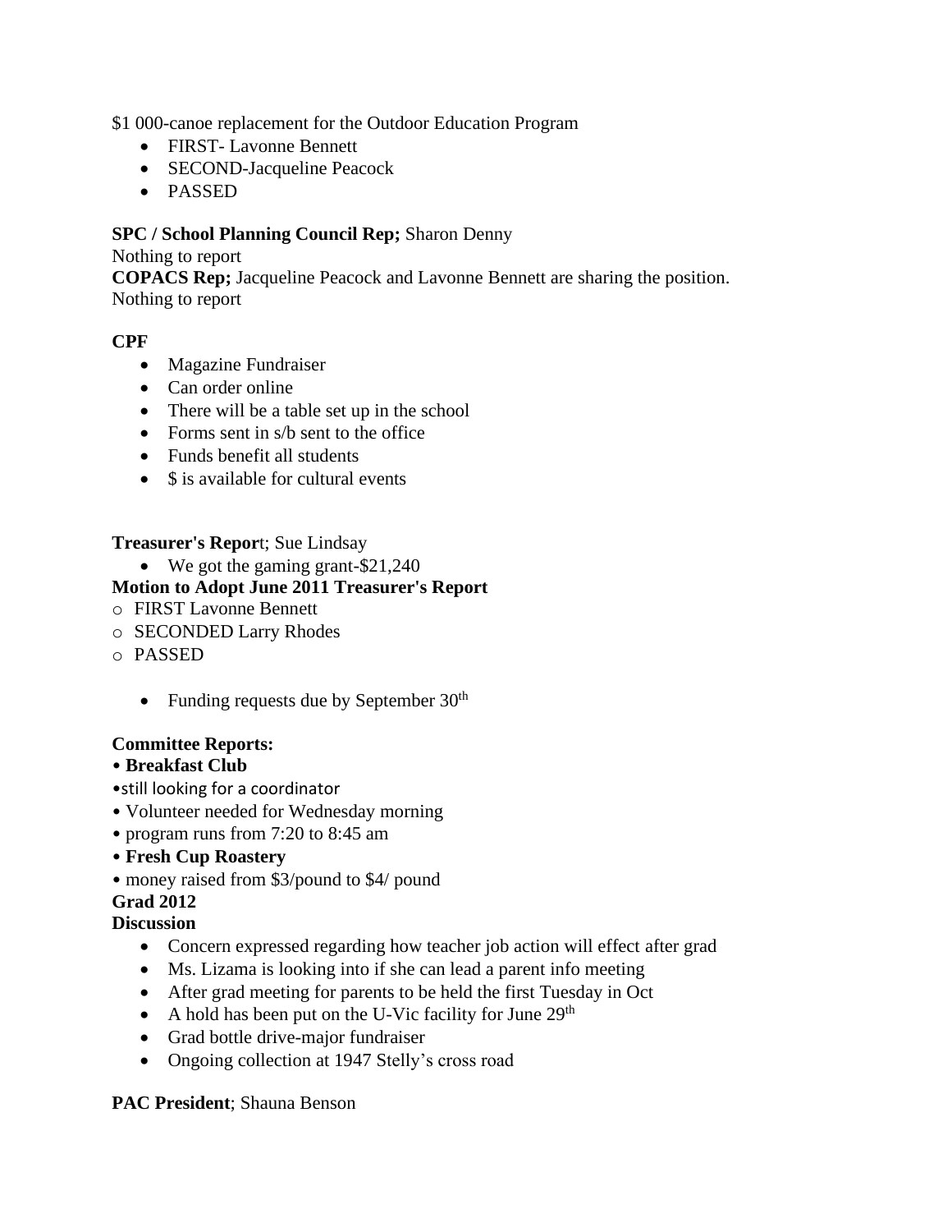$1 000-canoe replacement for the Outdoor Education Program

- FIRST- Lavonne Bennett
- SECOND-Jacqueline Peacock
- PASSED

**SPC / School Planning Council Rep;** Sharon Denny
Nothing to report
**COPACS Rep;** Jacqueline Peacock and Lavonne Bennett are sharing the position.
Nothing to report

**CPF**

- Magazine Fundraiser
- Can order online
- There will be a table set up in the school
- Forms sent in s/b sent to the office
- Funds benefit all students
- $ is available for cultural events

**Treasurer's Repor**t; Sue Lindsay

- We got the gaming grant-$21,240

**Motion to Adopt June 2011 Treasurer's Report**

- FIRST Lavonne Bennett
- SECONDED Larry Rhodes
- PASSED

- Funding requests due by September 30th

**Committee Reports:**

- **Breakfast Club**
- still looking for a coordinator
- Volunteer needed for Wednesday morning
- program runs from 7:20 to 8:45 am
- **Fresh Cup Roastery**
- money raised from $3/pound to $4/ pound

**Grad 2012**
**Discussion**

- Concern expressed regarding how teacher job action will effect after grad
- Ms. Lizama is looking into if she can lead a parent info meeting
- After grad meeting for parents to be held the first Tuesday in Oct
- A hold has been put on the U-Vic facility for June 29th
- Grad bottle drive-major fundraiser
- Ongoing collection at 1947 Stelly's cross road

**PAC President**; Shauna Benson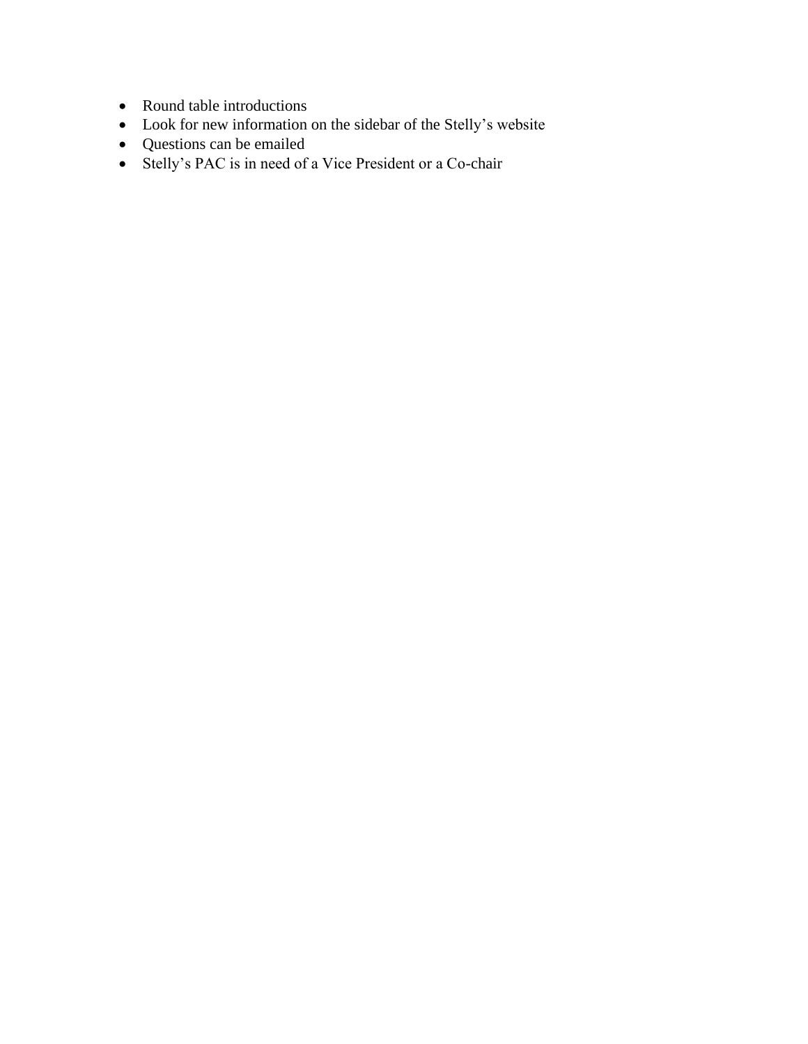- Round table introductions
- Look for new information on the sidebar of the Stelly's website
- Questions can be emailed
- Stelly's PAC is in need of a Vice President or a Co-chair